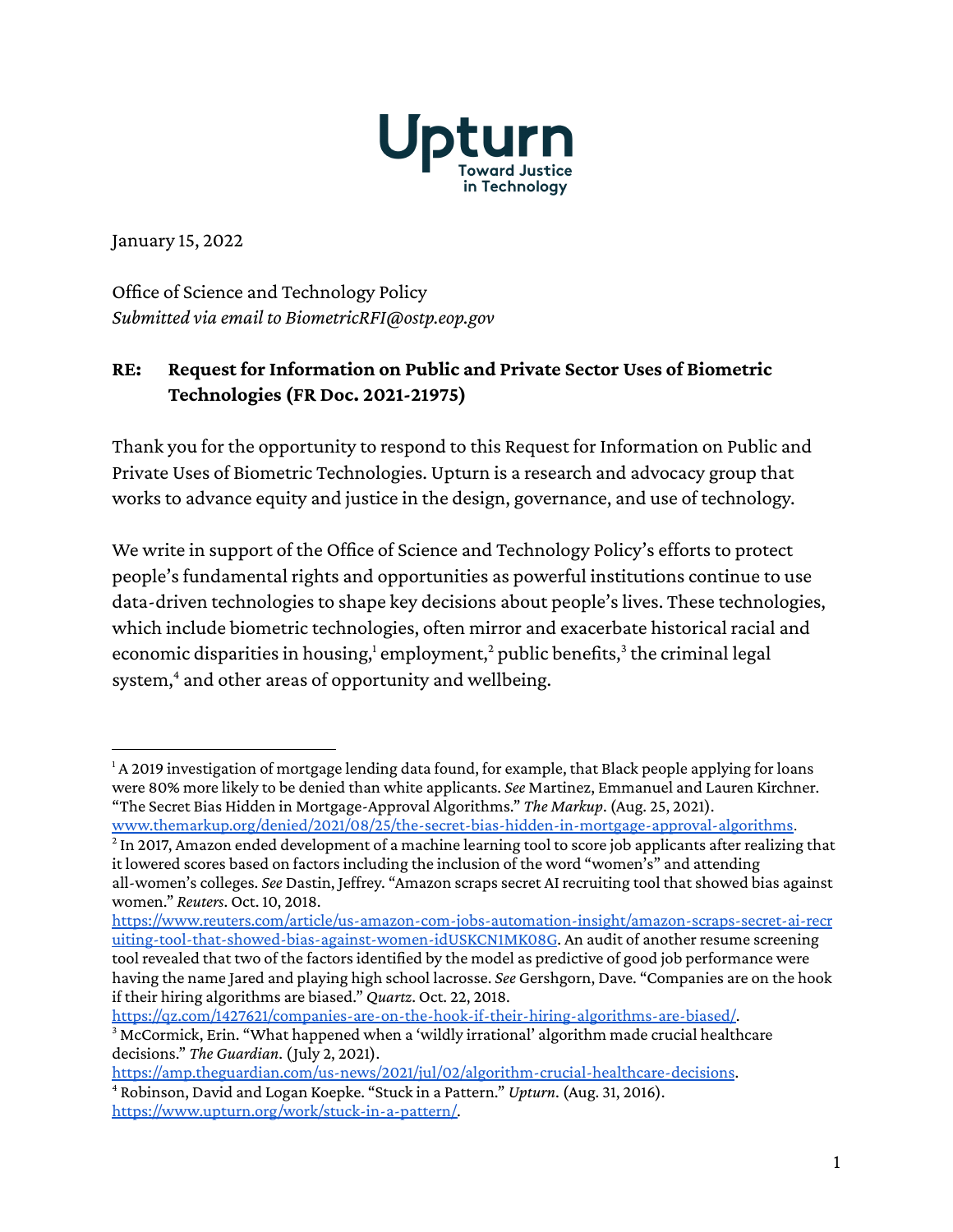Upturn

Toward Justice in Technology

January 15, 2022

Office of Science and Technology Policy
*Submitted via email to BiometricRFI@ostp.eop.gov*

**RE: Request for Information on Public and Private Sector Uses of Biometric Technologies (FR Doc. 2021-21975)**

Thank you for the opportunity to respond to this Request for Information on Public and Private Uses of Biometric Technologies. Upturn is a research and advocacy group that works to advance equity and justice in the design, governance, and use of technology.

We write in support of the Office of Science and Technology Policy's efforts to protect people's fundamental rights and opportunities as powerful institutions continue to use data-driven technologies to shape key decisions about people's lives. These technologies, which include biometric technologies, often mirror and exacerbate historical racial and economic disparities in housing,[1] employment,[2] public benefits,[3] the criminal legal system,[4] and other areas of opportunity and wellbeing.

---

[1] A 2019 investigation of mortgage lending data found, for example, that Black people applying for loans were 80% more likely to be denied than white applicants. *See* Martinez, Emmanuel and Lauren Kirchner. "The Secret Bias Hidden in Mortgage-Approval Algorithms." *The Markup*. (Aug. 25, 2021). www.themarkup.org/denied/2021/08/25/the-secret-bias-hidden-in-mortgage-approval-algorithms.

[2] In 2017, Amazon ended development of a machine learning tool to score job applicants after realizing that it lowered scores based on factors including the inclusion of the word "women's" and attending all-women's colleges. *See* Dastin, Jeffrey. "Amazon scraps secret AI recruiting tool that showed bias against women." *Reuters*. Oct. 10, 2018. https://www.reuters.com/article/us-amazon-com-jobs-automation-insight/amazon-scraps-secret-ai-recruiting-tool-that-showed-bias-against-women-idUSKCN1MK08G. An audit of another resume screening tool revealed that two of the factors identified by the model as predictive of good job performance were having the name Jared and playing high school lacrosse. *See* Gershgorn, Dave. "Companies are on the hook if their hiring algorithms are biased." *Quartz*. Oct. 22, 2018. https://qz.com/1427621/companies-are-on-the-hook-if-their-hiring-algorithms-are-biased/.

[3] McCormick, Erin. "What happened when a 'wildly irrational' algorithm made crucial healthcare decisions." *The Guardian*. (July 2, 2021). https://amp.theguardian.com/us-news/2021/jul/02/algorithm-crucial-healthcare-decisions.

[4] Robinson, David and Logan Koepke. "Stuck in a Pattern." *Upturn*. (Aug. 31, 2016). https://www.upturn.org/work/stuck-in-a-pattern/.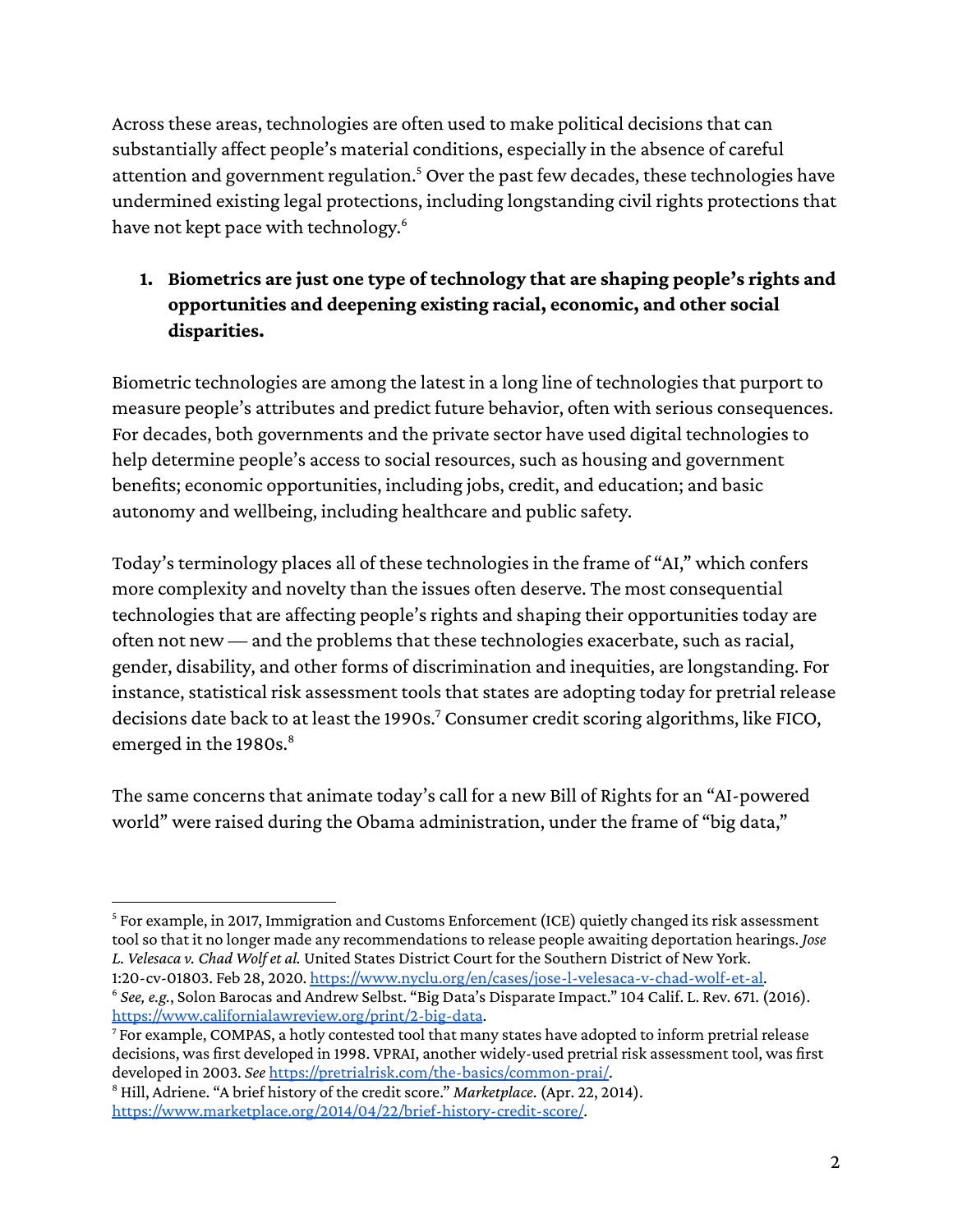Across these areas, technologies are often used to make political decisions that can substantially affect people's material conditions, especially in the absence of careful attention and government regulation.[5] Over the past few decades, these technologies have undermined existing legal protections, including longstanding civil rights protections that have not kept pace with technology.[6]

1. **Biometrics are just one type of technology that are shaping people's rights and opportunities and deepening existing racial, economic, and other social disparities.**

Biometric technologies are among the latest in a long line of technologies that purport to measure people's attributes and predict future behavior, often with serious consequences. For decades, both governments and the private sector have used digital technologies to help determine people's access to social resources, such as housing and government benefits; economic opportunities, including jobs, credit, and education; and basic autonomy and wellbeing, including healthcare and public safety.

Today's terminology places all of these technologies in the frame of "AI," which confers more complexity and novelty than the issues often deserve. The most consequential technologies that are affecting people's rights and shaping their opportunities today are often not new — and the problems that these technologies exacerbate, such as racial, gender, disability, and other forms of discrimination and inequities, are longstanding. For instance, statistical risk assessment tools that states are adopting today for pretrial release decisions date back to at least the 1990s.[7] Consumer credit scoring algorithms, like FICO, emerged in the 1980s.[8]

The same concerns that animate today's call for a new Bill of Rights for an "AI-powered world" were raised during the Obama administration, under the frame of "big data,"

---

[5] For example, in 2017, Immigration and Customs Enforcement (ICE) quietly changed its risk assessment tool so that it no longer made any recommendations to release people awaiting deportation hearings. *Jose L. Velesaca v. Chad Wolf et al.* United States District Court for the Southern District of New York. 1:20-cv-01803. Feb 28, 2020. [https://www.nyclu.org/en/cases/jose-l-velesaca-v-chad-wolf-et-al](https://www.nyclu.org/en/cases/jose-l-velesaca-v-chad-wolf-et-al).

[6] *See, e.g.*, Solon Barocas and Andrew Selbst. "Big Data's Disparate Impact." 104 Calif. L. Rev. 671. (2016). [https://www.californialawreview.org/print/2-big-data](https://www.californialawreview.org/print/2-big-data).

[7] For example, COMPAS, a hotly contested tool that many states have adopted to inform pretrial release decisions, was first developed in 1998. VPRAI, another widely-used pretrial risk assessment tool, was first developed in 2003. *See* [https://pretrialrisk.com/the-basics/common-prai/](https://pretrialrisk.com/the-basics/common-prai/).

[8] Hill, Adriene. "A brief history of the credit score." *Marketplace.* (Apr. 22, 2014). [https://www.marketplace.org/2014/04/22/brief-history-credit-score/](https://www.marketplace.org/2014/04/22/brief-history-credit-score/).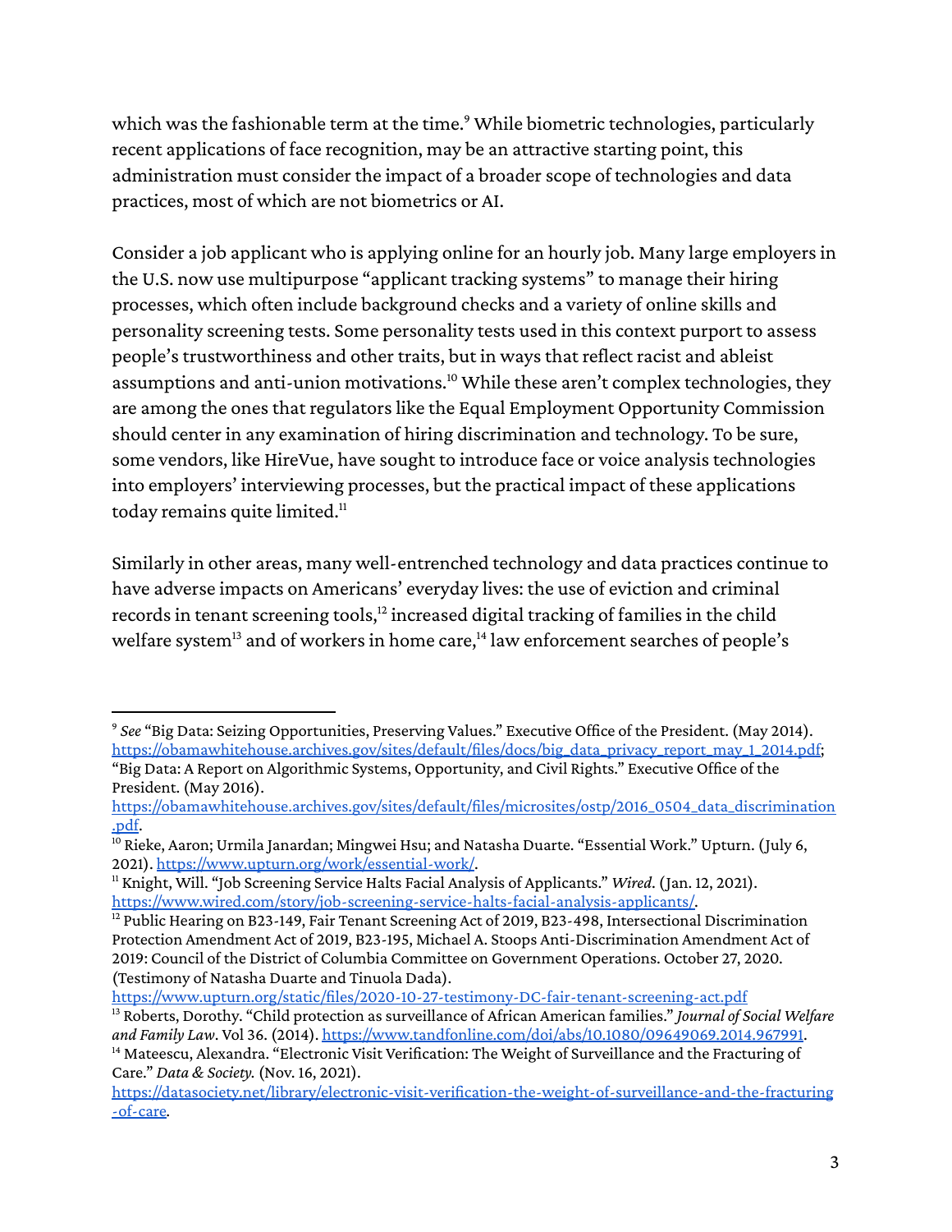which was the fashionable term at the time.[9] While biometric technologies, particularly recent applications of face recognition, may be an attractive starting point, this administration must consider the impact of a broader scope of technologies and data practices, most of which are not biometrics or AI.

Consider a job applicant who is applying online for an hourly job. Many large employers in the U.S. now use multipurpose "applicant tracking systems" to manage their hiring processes, which often include background checks and a variety of online skills and personality screening tests. Some personality tests used in this context purport to assess people's trustworthiness and other traits, but in ways that reflect racist and ableist assumptions and anti-union motivations.[10] While these aren't complex technologies, they are among the ones that regulators like the Equal Employment Opportunity Commission should center in any examination of hiring discrimination and technology. To be sure, some vendors, like HireVue, have sought to introduce face or voice analysis technologies into employers' interviewing processes, but the practical impact of these applications today remains quite limited.[11]

Similarly in other areas, many well-entrenched technology and data practices continue to have adverse impacts on Americans' everyday lives: the use of eviction and criminal records in tenant screening tools,[12] increased digital tracking of families in the child welfare system[13] and of workers in home care,[14] law enforcement searches of people's

---

[9] *See* "Big Data: Seizing Opportunities, Preserving Values." Executive Office of the President. (May 2014). https://obamawhitehouse.archives.gov/sites/default/files/docs/big_data_privacy_report_may_1_2014.pdf; "Big Data: A Report on Algorithmic Systems, Opportunity, and Civil Rights." Executive Office of the President. (May 2016). https://obamawhitehouse.archives.gov/sites/default/files/microsites/ostp/2016_0504_data_discrimination.pdf.

[10] Rieke, Aaron; Urmila Janardan; Mingwei Hsu; and Natasha Duarte. "Essential Work." Upturn. (July 6, 2021). https://www.upturn.org/work/essential-work/.

[11] Knight, Will. "Job Screening Service Halts Facial Analysis of Applicants." *Wired*. (Jan. 12, 2021). https://www.wired.com/story/job-screening-service-halts-facial-analysis-applicants/.

[12] Public Hearing on B23-149, Fair Tenant Screening Act of 2019, B23-498, Intersectional Discrimination Protection Amendment Act of 2019, B23-195, Michael A. Stoops Anti-Discrimination Amendment Act of 2019: Council of the District of Columbia Committee on Government Operations. October 27, 2020. (Testimony of Natasha Duarte and Tinuola Dada). https://www.upturn.org/static/files/2020-10-27-testimony-DC-fair-tenant-screening-act.pdf

[13] Roberts, Dorothy. "Child protection as surveillance of African American families." *Journal of Social Welfare and Family Law*. Vol 36. (2014). https://www.tandfonline.com/doi/abs/10.1080/09649069.2014.967991.

[14] Mateescu, Alexandra. "Electronic Visit Verification: The Weight of Surveillance and the Fracturing of Care." *Data & Society.* (Nov. 16, 2021). https://datasociety.net/library/electronic-visit-verification-the-weight-of-surveillance-and-the-fracturing-of-care.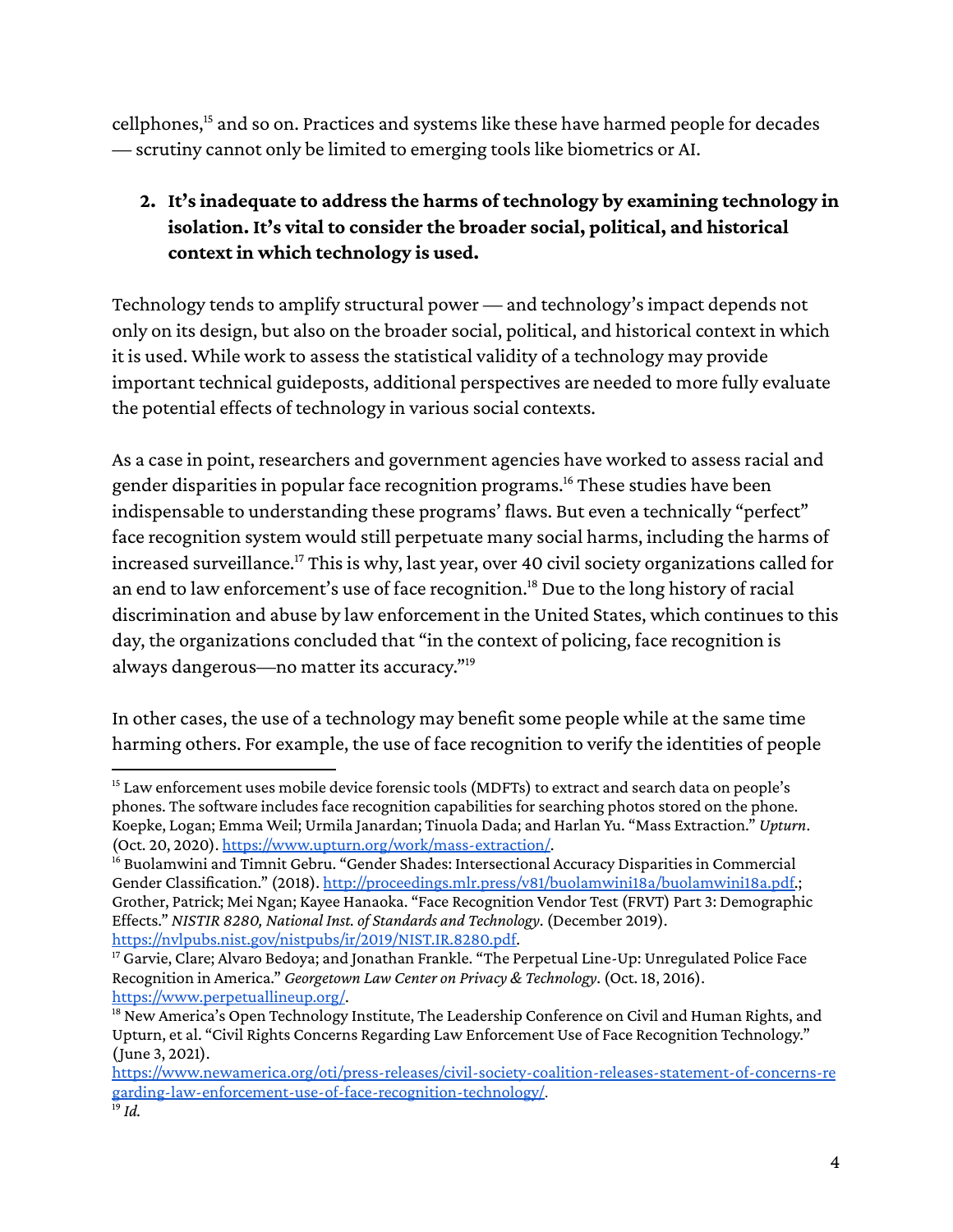cellphones,[15] and so on. Practices and systems like these have harmed people for decades — scrutiny cannot only be limited to emerging tools like biometrics or AI.

2. **It's inadequate to address the harms of technology by examining technology in isolation. It's vital to consider the broader social, political, and historical context in which technology is used.**

Technology tends to amplify structural power — and technology's impact depends not only on its design, but also on the broader social, political, and historical context in which it is used. While work to assess the statistical validity of a technology may provide important technical guideposts, additional perspectives are needed to more fully evaluate the potential effects of technology in various social contexts.

As a case in point, researchers and government agencies have worked to assess racial and gender disparities in popular face recognition programs.[16] These studies have been indispensable to understanding these programs' flaws. But even a technically "perfect" face recognition system would still perpetuate many social harms, including the harms of increased surveillance.[17] This is why, last year, over 40 civil society organizations called for an end to law enforcement's use of face recognition.[18] Due to the long history of racial discrimination and abuse by law enforcement in the United States, which continues to this day, the organizations concluded that "in the context of policing, face recognition is always dangerous—no matter its accuracy."[19]

In other cases, the use of a technology may benefit some people while at the same time harming others. For example, the use of face recognition to verify the identities of people

---

[15] Law enforcement uses mobile device forensic tools (MDFTs) to extract and search data on people's phones. The software includes face recognition capabilities for searching photos stored on the phone. Koepke, Logan; Emma Weil; Urmila Janardan; Tinuola Dada; and Harlan Yu. "Mass Extraction." *Upturn*. (Oct. 20, 2020). https://www.upturn.org/work/mass-extraction/.

[16] Buolamwini and Timnit Gebru. "Gender Shades: Intersectional Accuracy Disparities in Commercial Gender Classification." (2018). http://proceedings.mlr.press/v81/buolamwini18a/buolamwini18a.pdf.; Grother, Patrick; Mei Ngan; Kayee Hanaoka. "Face Recognition Vendor Test (FRVT) Part 3: Demographic Effects." *NISTIR 8280, National Inst. of Standards and Technology*. (December 2019). https://nvlpubs.nist.gov/nistpubs/ir/2019/NIST.IR.8280.pdf.

[17] Garvie, Clare; Alvaro Bedoya; and Jonathan Frankle. "The Perpetual Line-Up: Unregulated Police Face Recognition in America." *Georgetown Law Center on Privacy & Technology*. (Oct. 18, 2016). https://www.perpetuallineup.org/.

[18] New America's Open Technology Institute, The Leadership Conference on Civil and Human Rights, and Upturn, et al. "Civil Rights Concerns Regarding Law Enforcement Use of Face Recognition Technology." (June 3, 2021). https://www.newamerica.org/oti/press-releases/civil-society-coalition-releases-statement-of-concerns-regarding-law-enforcement-use-of-face-recognition-technology/.

[19] *Id.*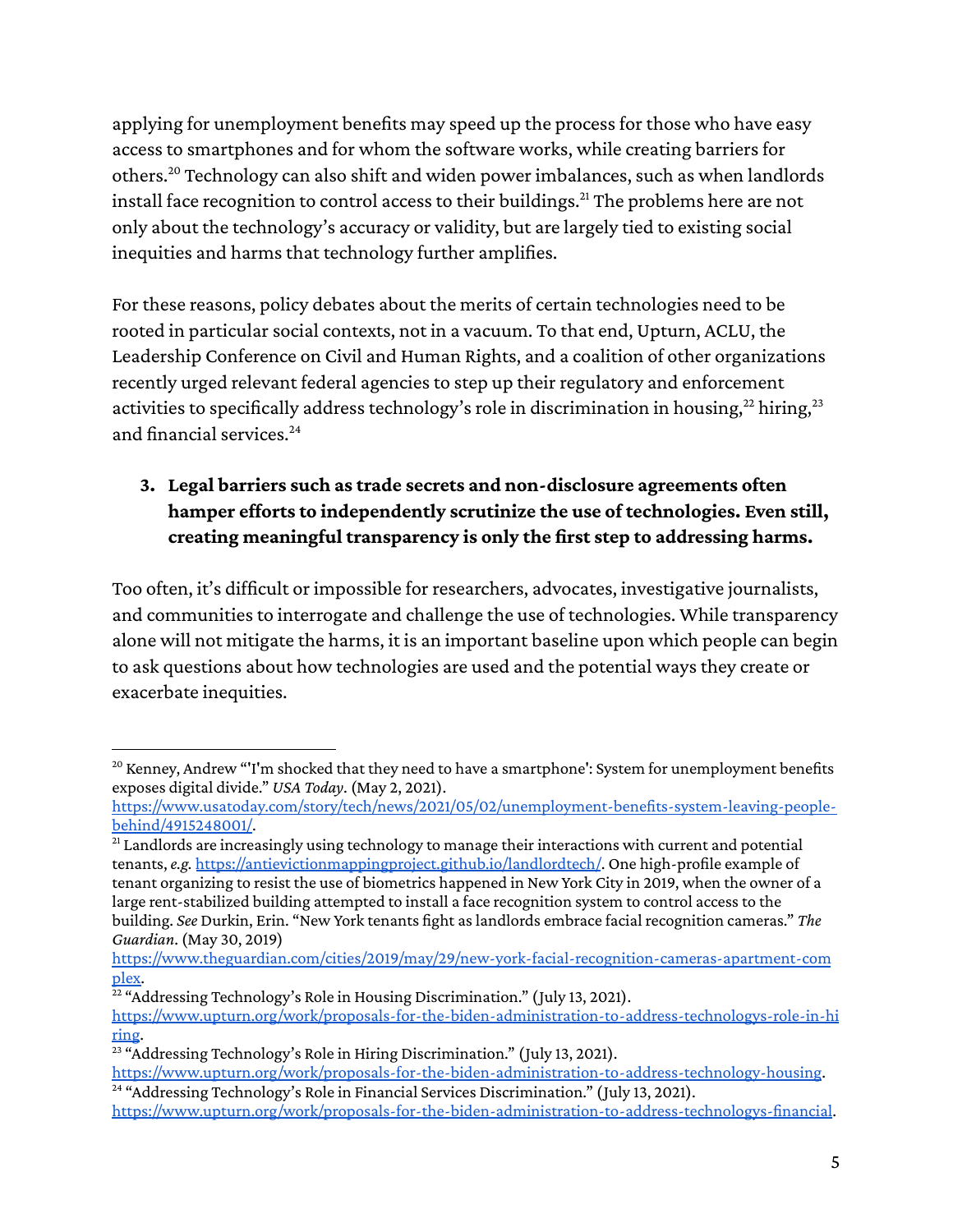applying for unemployment benefits may speed up the process for those who have easy access to smartphones and for whom the software works, while creating barriers for others.[20] Technology can also shift and widen power imbalances, such as when landlords install face recognition to control access to their buildings.[21] The problems here are not only about the technology's accuracy or validity, but are largely tied to existing social inequities and harms that technology further amplifies.

For these reasons, policy debates about the merits of certain technologies need to be rooted in particular social contexts, not in a vacuum. To that end, Upturn, ACLU, the Leadership Conference on Civil and Human Rights, and a coalition of other organizations recently urged relevant federal agencies to step up their regulatory and enforcement activities to specifically address technology's role in discrimination in housing,[22] hiring,[23] and financial services.[24]

3. **Legal barriers such as trade secrets and non-disclosure agreements often hamper efforts to independently scrutinize the use of technologies. Even still, creating meaningful transparency is only the first step to addressing harms.**

Too often, it's difficult or impossible for researchers, advocates, investigative journalists, and communities to interrogate and challenge the use of technologies. While transparency alone will not mitigate the harms, it is an important baseline upon which people can begin to ask questions about how technologies are used and the potential ways they create or exacerbate inequities.

---

[20] Kenney, Andrew "'I'm shocked that they need to have a smartphone': System for unemployment benefits exposes digital divide." *USA Today*. (May 2, 2021). https://www.usatoday.com/story/tech/news/2021/05/02/unemployment-benefits-system-leaving-people-behind/4915248001/.

[21] Landlords are increasingly using technology to manage their interactions with current and potential tenants, *e.g.* https://antievictionmappingproject.github.io/landlordtech/. One high-profile example of tenant organizing to resist the use of biometrics happened in New York City in 2019, when the owner of a large rent-stabilized building attempted to install a face recognition system to control access to the building. *See* Durkin, Erin. "New York tenants fight as landlords embrace facial recognition cameras." *The Guardian*. (May 30, 2019) https://www.theguardian.com/cities/2019/may/29/new-york-facial-recognition-cameras-apartment-complex.

[22] "Addressing Technology's Role in Housing Discrimination." (July 13, 2021). https://www.upturn.org/work/proposals-for-the-biden-administration-to-address-technologys-role-in-hiring.

[23] "Addressing Technology's Role in Hiring Discrimination." (July 13, 2021). https://www.upturn.org/work/proposals-for-the-biden-administration-to-address-technology-housing.

[24] "Addressing Technology's Role in Financial Services Discrimination." (July 13, 2021). https://www.upturn.org/work/proposals-for-the-biden-administration-to-address-technologys-financial.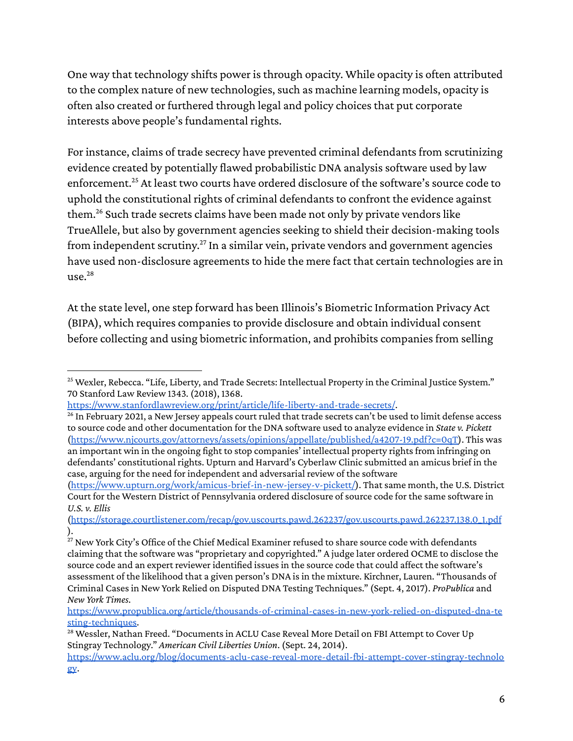One way that technology shifts power is through opacity. While opacity is often attributed to the complex nature of new technologies, such as machine learning models, opacity is often also created or furthered through legal and policy choices that put corporate interests above people's fundamental rights.

For instance, claims of trade secrecy have prevented criminal defendants from scrutinizing evidence created by potentially flawed probabilistic DNA analysis software used by law enforcement.[25] At least two courts have ordered disclosure of the software's source code to uphold the constitutional rights of criminal defendants to confront the evidence against them.[26] Such trade secrets claims have been made not only by private vendors like TrueAllele, but also by government agencies seeking to shield their decision-making tools from independent scrutiny.[27] In a similar vein, private vendors and government agencies have used non-disclosure agreements to hide the mere fact that certain technologies are in use.[28]

At the state level, one step forward has been Illinois's Biometric Information Privacy Act (BIPA), which requires companies to provide disclosure and obtain individual consent before collecting and using biometric information, and prohibits companies from selling

---

[25] Wexler, Rebecca. "Life, Liberty, and Trade Secrets: Intellectual Property in the Criminal Justice System." 70 Stanford Law Review 1343. (2018), 1368. https://www.stanfordlawreview.org/print/article/life-liberty-and-trade-secrets/.

[26] In February 2021, a New Jersey appeals court ruled that trade secrets can't be used to limit defense access to source code and other documentation for the DNA software used to analyze evidence in *State v. Pickett* (https://www.njcourts.gov/attorneys/assets/opinions/appellate/published/a4207-19.pdf?c=0qT). This was an important win in the ongoing fight to stop companies' intellectual property rights from infringing on defendants' constitutional rights. Upturn and Harvard's Cyberlaw Clinic submitted an amicus brief in the case, arguing for the need for independent and adversarial review of the software (https://www.upturn.org/work/amicus-brief-in-new-jersey-v-pickett/). That same month, the U.S. District Court for the Western District of Pennsylvania ordered disclosure of source code for the same software in *U.S. v. Ellis* (https://storage.courtlistener.com/recap/gov.uscourts.pawd.262237/gov.uscourts.pawd.262237.138.0_1.pdf).

[27] New York City's Office of the Chief Medical Examiner refused to share source code with defendants claiming that the software was "proprietary and copyrighted." A judge later ordered OCME to disclose the source code and an expert reviewer identified issues in the source code that could affect the software's assessment of the likelihood that a given person's DNA is in the mixture. Kirchner, Lauren. "Thousands of Criminal Cases in New York Relied on Disputed DNA Testing Techniques." (Sept. 4, 2017). *ProPublica* and *New York Times*. https://www.propublica.org/article/thousands-of-criminal-cases-in-new-york-relied-on-disputed-dna-testing-techniques.

[28] Wessler, Nathan Freed. "Documents in ACLU Case Reveal More Detail on FBI Attempt to Cover Up Stingray Technology." *American Civil Liberties Union*. (Sept. 24, 2014). https://www.aclu.org/blog/documents-aclu-case-reveal-more-detail-fbi-attempt-cover-stingray-technology.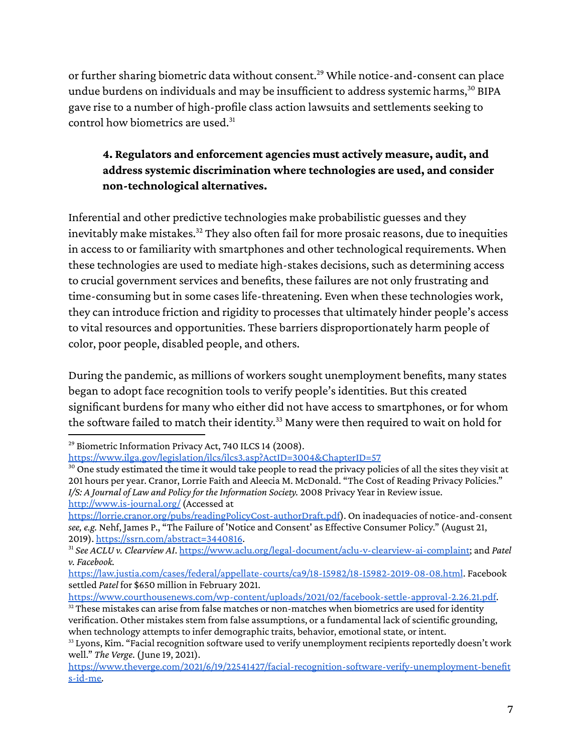or further sharing biometric data without consent.[29] While notice-and-consent can place undue burdens on individuals and may be insufficient to address systemic harms,[30] BIPA gave rise to a number of high-profile class action lawsuits and settlements seeking to control how biometrics are used.[31]

> **4. Regulators and enforcement agencies must actively measure, audit, and address systemic discrimination where technologies are used, and consider non-technological alternatives.**

Inferential and other predictive technologies make probabilistic guesses and they inevitably make mistakes.[32] They also often fail for more prosaic reasons, due to inequities in access to or familiarity with smartphones and other technological requirements. When these technologies are used to mediate high-stakes decisions, such as determining access to crucial government services and benefits, these failures are not only frustrating and time-consuming but in some cases life-threatening. Even when these technologies work, they can introduce friction and rigidity to processes that ultimately hinder people's access to vital resources and opportunities. These barriers disproportionately harm people of color, poor people, disabled people, and others.

During the pandemic, as millions of workers sought unemployment benefits, many states began to adopt face recognition tools to verify people's identities. But this created significant burdens for many who either did not have access to smartphones, or for whom the software failed to match their identity.[33] Many were then required to wait on hold for

---

[29] Biometric Information Privacy Act, 740 ILCS 14 (2008). https://www.ilga.gov/legislation/ilcs/ilcs3.asp?ActID=3004&ChapterID=57

[30] One study estimated the time it would take people to read the privacy policies of all the sites they visit at 201 hours per year. Cranor, Lorrie Faith and Aleecia M. McDonald. "The Cost of Reading Privacy Policies." *I/S: A Journal of Law and Policy for the Information Society.* 2008 Privacy Year in Review issue. http://www.is-journal.org/ (Accessed at https://lorrie.cranor.org/pubs/readingPolicyCost-authorDraft.pdf). On inadequacies of notice-and-consent *see, e.g.* Nehf, James P., "The Failure of 'Notice and Consent' as Effective Consumer Policy." (August 21, 2019). https://ssrn.com/abstract=3440816.

[31] *See ACLU v. Clearview AI*. https://www.aclu.org/legal-document/aclu-v-clearview-ai-complaint; and *Patel v. Facebook.* https://law.justia.com/cases/federal/appellate-courts/ca9/18-15982/18-15982-2019-08-08.html. Facebook settled *Patel* for $650 million in February 2021. https://www.courthousenews.com/wp-content/uploads/2021/02/facebook-settle-approval-2.26.21.pdf.

[32] These mistakes can arise from false matches or non-matches when biometrics are used for identity verification. Other mistakes stem from false assumptions, or a fundamental lack of scientific grounding, when technology attempts to infer demographic traits, behavior, emotional state, or intent.

[33] Lyons, Kim. "Facial recognition software used to verify unemployment recipients reportedly doesn't work well." *The Verge.* (June 19, 2021). https://www.theverge.com/2021/6/19/22541427/facial-recognition-software-verify-unemployment-benefits-id-me.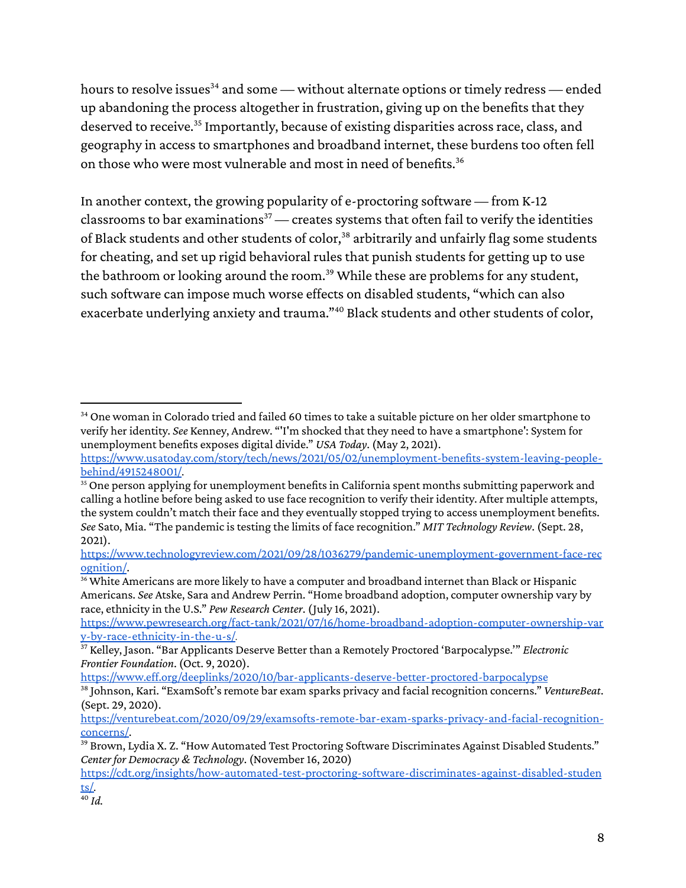hours to resolve issues[34] and some — without alternate options or timely redress — ended up abandoning the process altogether in frustration, giving up on the benefits that they deserved to receive.[35] Importantly, because of existing disparities across race, class, and geography in access to smartphones and broadband internet, these burdens too often fell on those who were most vulnerable and most in need of benefits.[36]

In another context, the growing popularity of e-proctoring software — from K-12 classrooms to bar examinations[37] — creates systems that often fail to verify the identities of Black students and other students of color,[38] arbitrarily and unfairly flag some students for cheating, and set up rigid behavioral rules that punish students for getting up to use the bathroom or looking around the room.[39] While these are problems for any student, such software can impose much worse effects on disabled students, "which can also exacerbate underlying anxiety and trauma."[40] Black students and other students of color,

---

[34] One woman in Colorado tried and failed 60 times to take a suitable picture on her older smartphone to verify her identity. *See* Kenney, Andrew. "'I'm shocked that they need to have a smartphone': System for unemployment benefits exposes digital divide." *USA Today*. (May 2, 2021). https://www.usatoday.com/story/tech/news/2021/05/02/unemployment-benefits-system-leaving-people-behind/4915248001/.

[35] One person applying for unemployment benefits in California spent months submitting paperwork and calling a hotline before being asked to use face recognition to verify their identity. After multiple attempts, the system couldn't match their face and they eventually stopped trying to access unemployment benefits. *See* Sato, Mia. "The pandemic is testing the limits of face recognition." *MIT Technology Review*. (Sept. 28, 2021). https://www.technologyreview.com/2021/09/28/1036279/pandemic-unemployment-government-face-recognition/.

[36] White Americans are more likely to have a computer and broadband internet than Black or Hispanic Americans. *See* Atske, Sara and Andrew Perrin. "Home broadband adoption, computer ownership vary by race, ethnicity in the U.S." *Pew Research Center*. (July 16, 2021). https://www.pewresearch.org/fact-tank/2021/07/16/home-broadband-adoption-computer-ownership-vary-by-race-ethnicity-in-the-u-s/.

[37] Kelley, Jason. "Bar Applicants Deserve Better than a Remotely Proctored 'Barpocalypse.'" *Electronic Frontier Foundation*. (Oct. 9, 2020). https://www.eff.org/deeplinks/2020/10/bar-applicants-deserve-better-proctored-barpocalypse

[38] Johnson, Kari. "ExamSoft's remote bar exam sparks privacy and facial recognition concerns." *VentureBeat*. (Sept. 29, 2020). https://venturebeat.com/2020/09/29/examsofts-remote-bar-exam-sparks-privacy-and-facial-recognition-concerns/.

[39] Brown, Lydia X. Z. "How Automated Test Proctoring Software Discriminates Against Disabled Students." *Center for Democracy & Technology*. (November 16, 2020) https://cdt.org/insights/how-automated-test-proctoring-software-discriminates-against-disabled-students/.

[40] *Id.*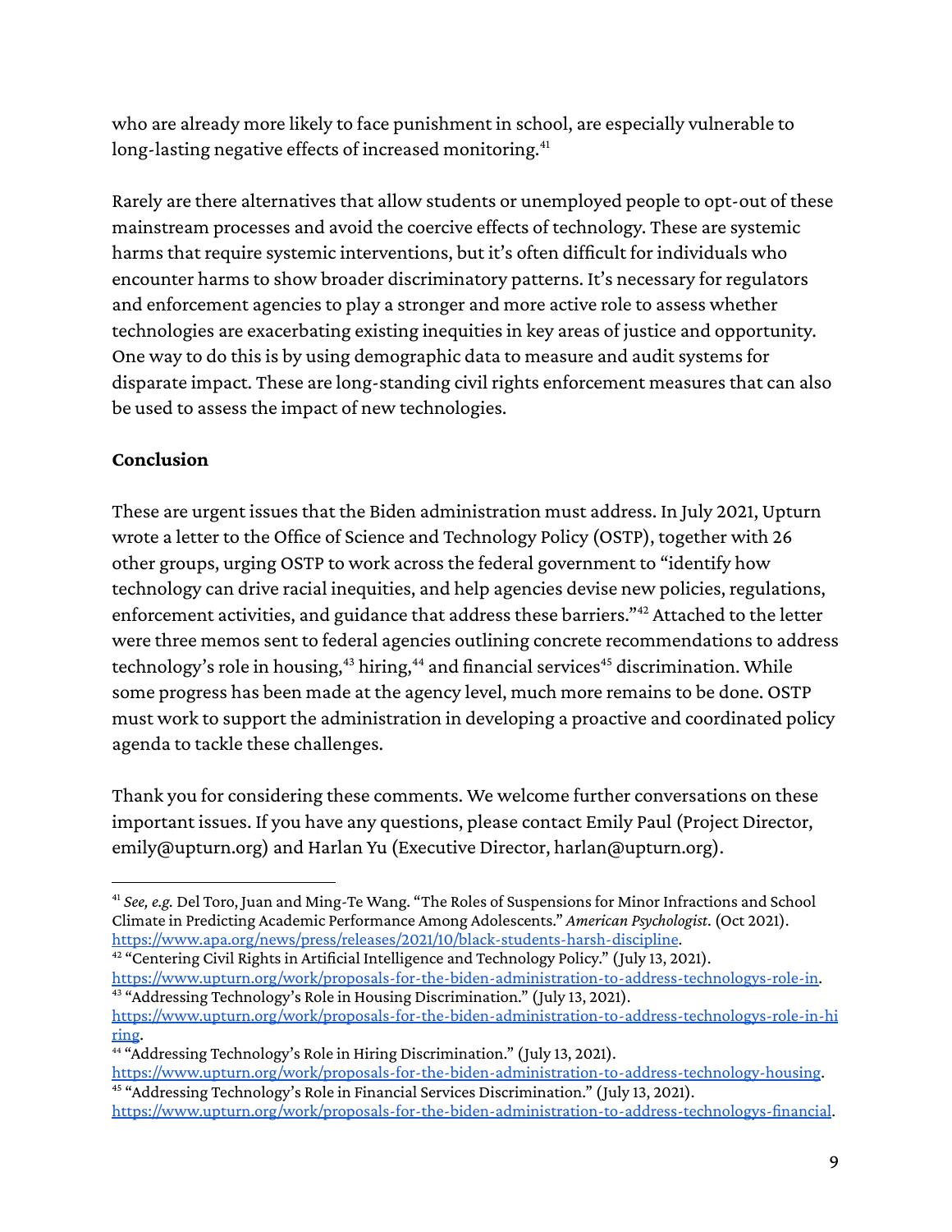who are already more likely to face punishment in school, are especially vulnerable to long-lasting negative effects of increased monitoring.[41]

Rarely are there alternatives that allow students or unemployed people to opt-out of these mainstream processes and avoid the coercive effects of technology. These are systemic harms that require systemic interventions, but it's often difficult for individuals who encounter harms to show broader discriminatory patterns. It's necessary for regulators and enforcement agencies to play a stronger and more active role to assess whether technologies are exacerbating existing inequities in key areas of justice and opportunity. One way to do this is by using demographic data to measure and audit systems for disparate impact. These are long-standing civil rights enforcement measures that can also be used to assess the impact of new technologies.

**Conclusion**

These are urgent issues that the Biden administration must address. In July 2021, Upturn wrote a letter to the Office of Science and Technology Policy (OSTP), together with 26 other groups, urging OSTP to work across the federal government to "identify how technology can drive racial inequities, and help agencies devise new policies, regulations, enforcement activities, and guidance that address these barriers."[42] Attached to the letter were three memos sent to federal agencies outlining concrete recommendations to address technology's role in housing,[43] hiring,[44] and financial services[45] discrimination. While some progress has been made at the agency level, much more remains to be done. OSTP must work to support the administration in developing a proactive and coordinated policy agenda to tackle these challenges.

Thank you for considering these comments. We welcome further conversations on these important issues. If you have any questions, please contact Emily Paul (Project Director, emily@upturn.org) and Harlan Yu (Executive Director, harlan@upturn.org).

---

[41] *See, e.g.* Del Toro, Juan and Ming-Te Wang. "The Roles of Suspensions for Minor Infractions and School Climate in Predicting Academic Performance Among Adolescents." *American Psychologist*. (Oct 2021). https://www.apa.org/news/press/releases/2021/10/black-students-harsh-discipline.

[42] "Centering Civil Rights in Artificial Intelligence and Technology Policy." (July 13, 2021). https://www.upturn.org/work/proposals-for-the-biden-administration-to-address-technologys-role-in.

[43] "Addressing Technology's Role in Housing Discrimination." (July 13, 2021). https://www.upturn.org/work/proposals-for-the-biden-administration-to-address-technologys-role-in-hiring.

[44] "Addressing Technology's Role in Hiring Discrimination." (July 13, 2021). https://www.upturn.org/work/proposals-for-the-biden-administration-to-address-technology-housing.

[45] "Addressing Technology's Role in Financial Services Discrimination." (July 13, 2021). https://www.upturn.org/work/proposals-for-the-biden-administration-to-address-technologys-financial.